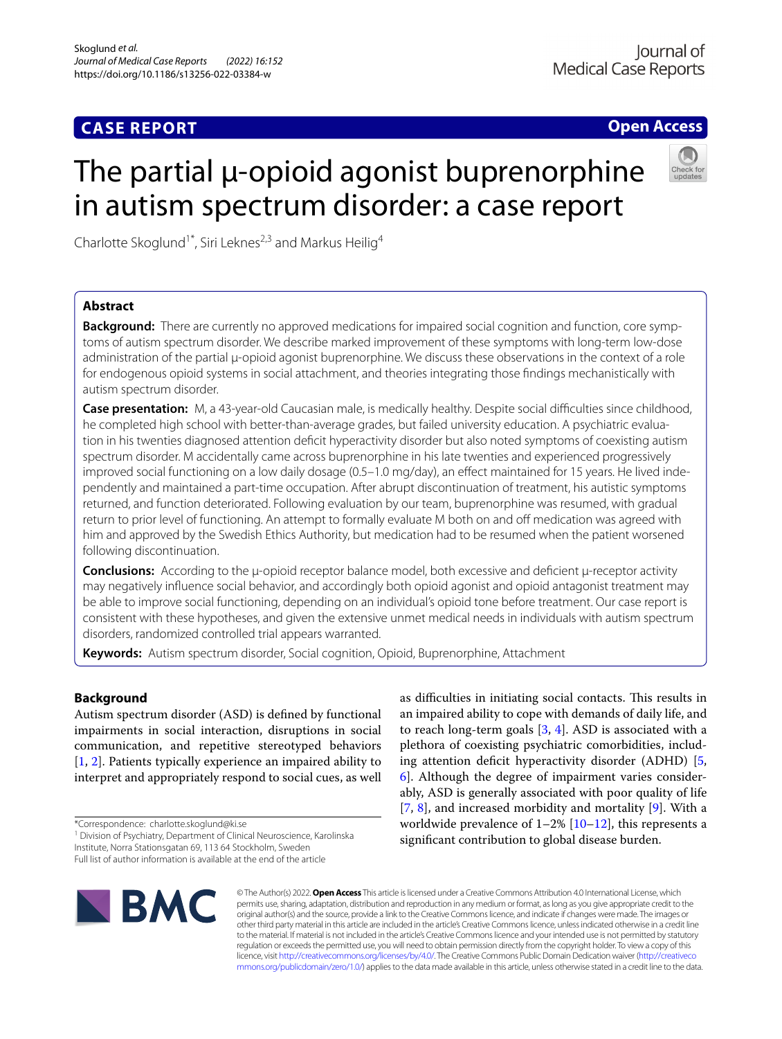CASE REPORT

Open Access

# The partial μ-opioid agonist buprenorphine in autism spectrum disorder: a case report

Charlotte Skoglund[1*], Siri Leknes[2,3] and Markus Heilig[4]

## Abstract

**Background:** There are currently no approved medications for impaired social cognition and function, core symptoms of autism spectrum disorder. We describe marked improvement of these symptoms with long-term low-dose administration of the partial μ-opioid agonist buprenorphine. We discuss these observations in the context of a role for endogenous opioid systems in social attachment, and theories integrating those findings mechanistically with autism spectrum disorder.

**Case presentation:** M, a 43-year-old Caucasian male, is medically healthy. Despite social difficulties since childhood, he completed high school with better-than-average grades, but failed university education. A psychiatric evaluation in his twenties diagnosed attention deficit hyperactivity disorder but also noted symptoms of coexisting autism spectrum disorder. M accidentally came across buprenorphine in his late twenties and experienced progressively improved social functioning on a low daily dosage (0.5–1.0 mg/day), an effect maintained for 15 years. He lived independently and maintained a part-time occupation. After abrupt discontinuation of treatment, his autistic symptoms returned, and function deteriorated. Following evaluation by our team, buprenorphine was resumed, with gradual return to prior level of functioning. An attempt to formally evaluate M both on and off medication was agreed with him and approved by the Swedish Ethics Authority, but medication had to be resumed when the patient worsened following discontinuation.

**Conclusions:** According to the μ-opioid receptor balance model, both excessive and deficient μ-receptor activity may negatively influence social behavior, and accordingly both opioid agonist and opioid antagonist treatment may be able to improve social functioning, depending on an individual's opioid tone before treatment. Our case report is consistent with these hypotheses, and given the extensive unmet medical needs in individuals with autism spectrum disorders, randomized controlled trial appears warranted.

**Keywords:** Autism spectrum disorder, Social cognition, Opioid, Buprenorphine, Attachment

## Background

Autism spectrum disorder (ASD) is defined by functional impairments in social interaction, disruptions in social communication, and repetitive stereotyped behaviors [1, 2]. Patients typically experience an impaired ability to interpret and appropriately respond to social cues, as well as difficulties in initiating social contacts. This results in an impaired ability to cope with demands of daily life, and to reach long-term goals [3, 4]. ASD is associated with a plethora of coexisting psychiatric comorbidities, including attention deficit hyperactivity disorder (ADHD) [5, 6]. Although the degree of impairment varies considerably, ASD is generally associated with poor quality of life [7, 8], and increased morbidity and mortality [9]. With a worldwide prevalence of 1–2% [10–12], this represents a significant contribution to global disease burden.

*Correspondence: charlotte.skoglund@ki.se

[1] Division of Psychiatry, Department of Clinical Neuroscience, Karolinska Institute, Norra Stationsgatan 69, 113 64 Stockholm, Sweden

Full list of author information is available at the end of the article

© The Author(s) 2022. **Open Access** This article is licensed under a Creative Commons Attribution 4.0 International License, which permits use, sharing, adaptation, distribution and reproduction in any medium or format, as long as you give appropriate credit to the original author(s) and the source, provide a link to the Creative Commons licence, and indicate if changes were made. The images or other third party material in this article are included in the article's Creative Commons licence, unless indicated otherwise in a credit line to the material. If material is not included in the article's Creative Commons licence and your intended use is not permitted by statutory regulation or exceeds the permitted use, you will need to obtain permission directly from the copyright holder. To view a copy of this licence, visit http://creativecommons.org/licenses/by/4.0/. The Creative Commons Public Domain Dedication waiver (http://creativecommons.org/publicdomain/zero/1.0/) applies to the data made available in this article, unless otherwise stated in a credit line to the data.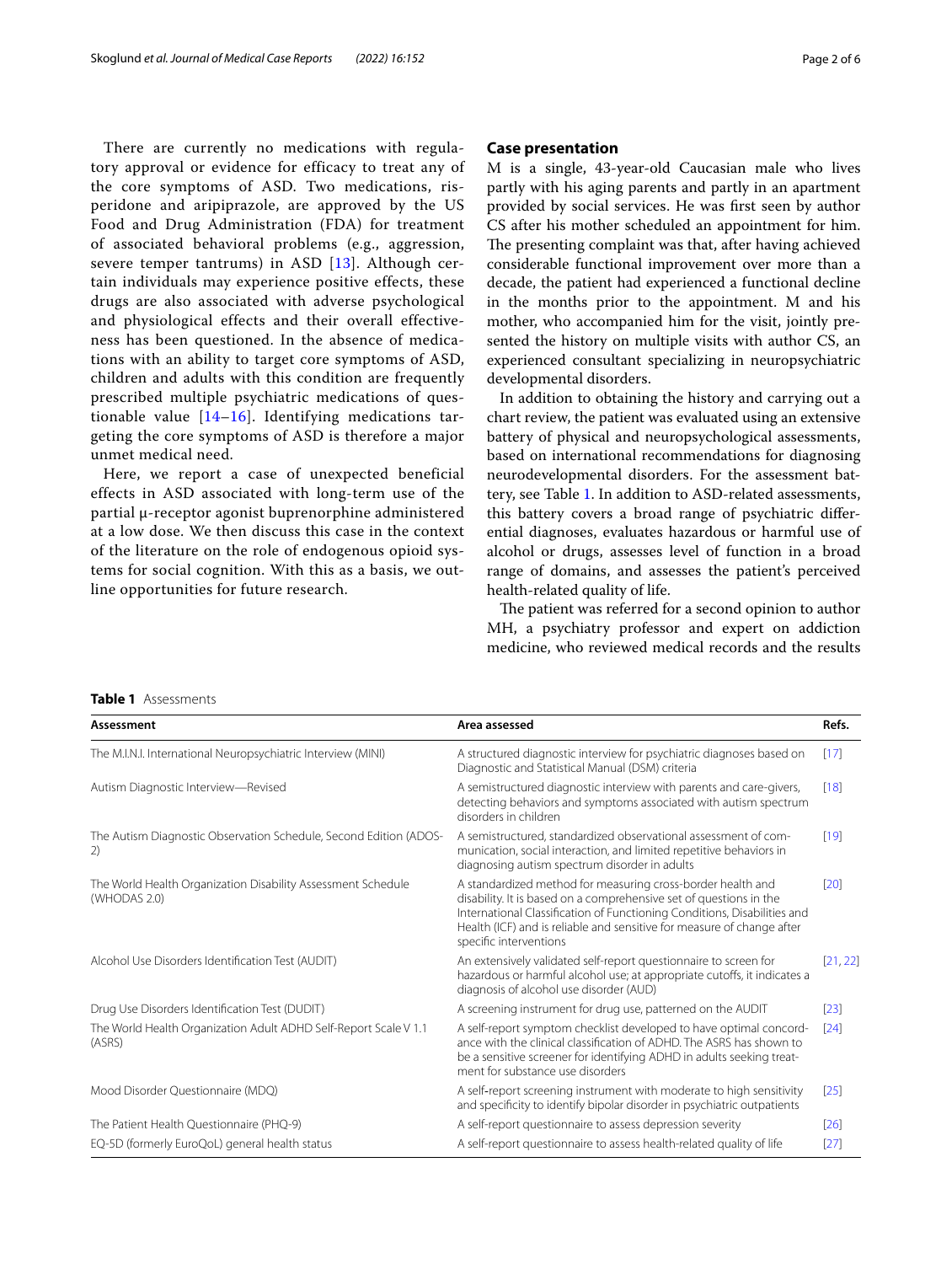There are currently no medications with regulatory approval or evidence for efficacy to treat any of the core symptoms of ASD. Two medications, risperidone and aripiprazole, are approved by the US Food and Drug Administration (FDA) for treatment of associated behavioral problems (e.g., aggression, severe temper tantrums) in ASD [13]. Although certain individuals may experience positive effects, these drugs are also associated with adverse psychological and physiological effects and their overall effectiveness has been questioned. In the absence of medications with an ability to target core symptoms of ASD, children and adults with this condition are frequently prescribed multiple psychiatric medications of questionable value [14–16]. Identifying medications targeting the core symptoms of ASD is therefore a major unmet medical need.

Here, we report a case of unexpected beneficial effects in ASD associated with long-term use of the partial μ-receptor agonist buprenorphine administered at a low dose. We then discuss this case in the context of the literature on the role of endogenous opioid systems for social cognition. With this as a basis, we outline opportunities for future research.

## Case presentation

M is a single, 43-year-old Caucasian male who lives partly with his aging parents and partly in an apartment provided by social services. He was first seen by author CS after his mother scheduled an appointment for him. The presenting complaint was that, after having achieved considerable functional improvement over more than a decade, the patient had experienced a functional decline in the months prior to the appointment. M and his mother, who accompanied him for the visit, jointly presented the history on multiple visits with author CS, an experienced consultant specializing in neuropsychiatric developmental disorders.

In addition to obtaining the history and carrying out a chart review, the patient was evaluated using an extensive battery of physical and neuropsychological assessments, based on international recommendations for diagnosing neurodevelopmental disorders. For the assessment battery, see Table 1. In addition to ASD-related assessments, this battery covers a broad range of psychiatric differential diagnoses, evaluates hazardous or harmful use of alcohol or drugs, assesses level of function in a broad range of domains, and assesses the patient's perceived health-related quality of life.

The patient was referred for a second opinion to author MH, a psychiatry professor and expert on addiction medicine, who reviewed medical records and the results

**Table 1** Assessments

| Assessment | Area assessed | Refs. |
|---|---|---|
| The M.I.N.I. International Neuropsychiatric Interview (MINI) | A structured diagnostic interview for psychiatric diagnoses based on Diagnostic and Statistical Manual (DSM) criteria | [17] |
| Autism Diagnostic Interview—Revised | A semistructured diagnostic interview with parents and care-givers, detecting behaviors and symptoms associated with autism spectrum disorders in children | [18] |
| The Autism Diagnostic Observation Schedule, Second Edition (ADOS-2) | A semistructured, standardized observational assessment of communication, social interaction, and limited repetitive behaviors in diagnosing autism spectrum disorder in adults | [19] |
| The World Health Organization Disability Assessment Schedule (WHODAS 2.0) | A standardized method for measuring cross-border health and disability. It is based on a comprehensive set of questions in the International Classification of Functioning Conditions, Disabilities and Health (ICF) and is reliable and sensitive for measure of change after specific interventions | [20] |
| Alcohol Use Disorders Identification Test (AUDIT) | An extensively validated self-report questionnaire to screen for hazardous or harmful alcohol use; at appropriate cutoffs, it indicates a diagnosis of alcohol use disorder (AUD) | [21, 22] |
| Drug Use Disorders Identification Test (DUDIT) | A screening instrument for drug use, patterned on the AUDIT | [23] |
| The World Health Organization Adult ADHD Self-Report Scale V 1.1 (ASRS) | A self-report symptom checklist developed to have optimal concordance with the clinical classification of ADHD. The ASRS has shown to be a sensitive screener for identifying ADHD in adults seeking treatment for substance use disorders | [24] |
| Mood Disorder Questionnaire (MDQ) | A self-report screening instrument with moderate to high sensitivity and specificity to identify bipolar disorder in psychiatric outpatients | [25] |
| The Patient Health Questionnaire (PHQ-9) | A self-report questionnaire to assess depression severity | [26] |
| EQ-5D (formerly EuroQoL) general health status | A self-report questionnaire to assess health-related quality of life | [27] |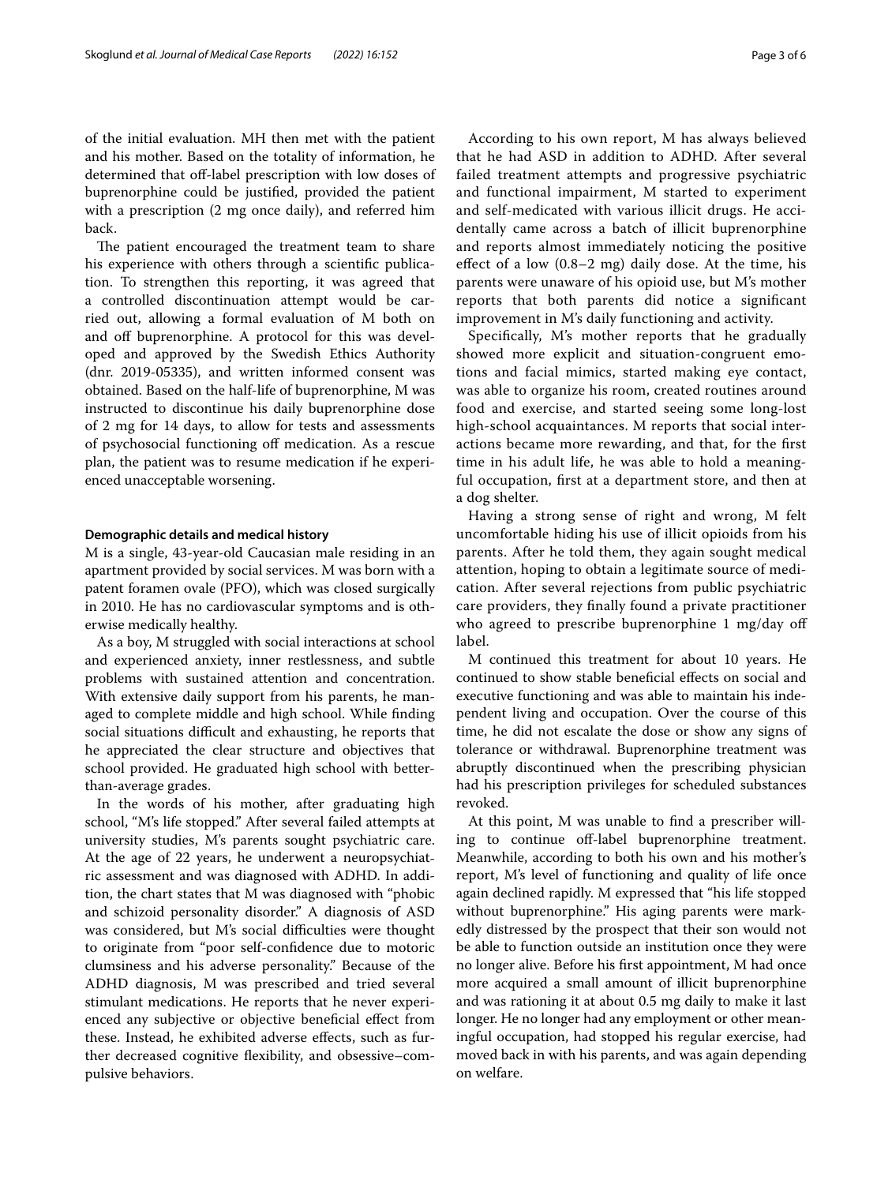of the initial evaluation. MH then met with the patient and his mother. Based on the totality of information, he determined that off-label prescription with low doses of buprenorphine could be justified, provided the patient with a prescription (2 mg once daily), and referred him back.

The patient encouraged the treatment team to share his experience with others through a scientific publication. To strengthen this reporting, it was agreed that a controlled discontinuation attempt would be carried out, allowing a formal evaluation of M both on and off buprenorphine. A protocol for this was developed and approved by the Swedish Ethics Authority (dnr. 2019-05335), and written informed consent was obtained. Based on the half-life of buprenorphine, M was instructed to discontinue his daily buprenorphine dose of 2 mg for 14 days, to allow for tests and assessments of psychosocial functioning off medication. As a rescue plan, the patient was to resume medication if he experienced unacceptable worsening.

### Demographic details and medical history

M is a single, 43-year-old Caucasian male residing in an apartment provided by social services. M was born with a patent foramen ovale (PFO), which was closed surgically in 2010. He has no cardiovascular symptoms and is otherwise medically healthy.

As a boy, M struggled with social interactions at school and experienced anxiety, inner restlessness, and subtle problems with sustained attention and concentration. With extensive daily support from his parents, he managed to complete middle and high school. While finding social situations difficult and exhausting, he reports that he appreciated the clear structure and objectives that school provided. He graduated high school with better-than-average grades.

In the words of his mother, after graduating high school, "M's life stopped." After several failed attempts at university studies, M's parents sought psychiatric care. At the age of 22 years, he underwent a neuropsychiatric assessment and was diagnosed with ADHD. In addition, the chart states that M was diagnosed with "phobic and schizoid personality disorder." A diagnosis of ASD was considered, but M's social difficulties were thought to originate from "poor self-confidence due to motoric clumsiness and his adverse personality." Because of the ADHD diagnosis, M was prescribed and tried several stimulant medications. He reports that he never experienced any subjective or objective beneficial effect from these. Instead, he exhibited adverse effects, such as further decreased cognitive flexibility, and obsessive–compulsive behaviors.

According to his own report, M has always believed that he had ASD in addition to ADHD. After several failed treatment attempts and progressive psychiatric and functional impairment, M started to experiment and self-medicated with various illicit drugs. He accidentally came across a batch of illicit buprenorphine and reports almost immediately noticing the positive effect of a low (0.8–2 mg) daily dose. At the time, his parents were unaware of his opioid use, but M's mother reports that both parents did notice a significant improvement in M's daily functioning and activity.

Specifically, M's mother reports that he gradually showed more explicit and situation-congruent emotions and facial mimics, started making eye contact, was able to organize his room, created routines around food and exercise, and started seeing some long-lost high-school acquaintances. M reports that social interactions became more rewarding, and that, for the first time in his adult life, he was able to hold a meaningful occupation, first at a department store, and then at a dog shelter.

Having a strong sense of right and wrong, M felt uncomfortable hiding his use of illicit opioids from his parents. After he told them, they again sought medical attention, hoping to obtain a legitimate source of medication. After several rejections from public psychiatric care providers, they finally found a private practitioner who agreed to prescribe buprenorphine 1 mg/day off label.

M continued this treatment for about 10 years. He continued to show stable beneficial effects on social and executive functioning and was able to maintain his independent living and occupation. Over the course of this time, he did not escalate the dose or show any signs of tolerance or withdrawal. Buprenorphine treatment was abruptly discontinued when the prescribing physician had his prescription privileges for scheduled substances revoked.

At this point, M was unable to find a prescriber willing to continue off-label buprenorphine treatment. Meanwhile, according to both his own and his mother's report, M's level of functioning and quality of life once again declined rapidly. M expressed that "his life stopped without buprenorphine." His aging parents were markedly distressed by the prospect that their son would not be able to function outside an institution once they were no longer alive. Before his first appointment, M had once more acquired a small amount of illicit buprenorphine and was rationing it at about 0.5 mg daily to make it last longer. He no longer had any employment or other meaningful occupation, had stopped his regular exercise, had moved back in with his parents, and was again depending on welfare.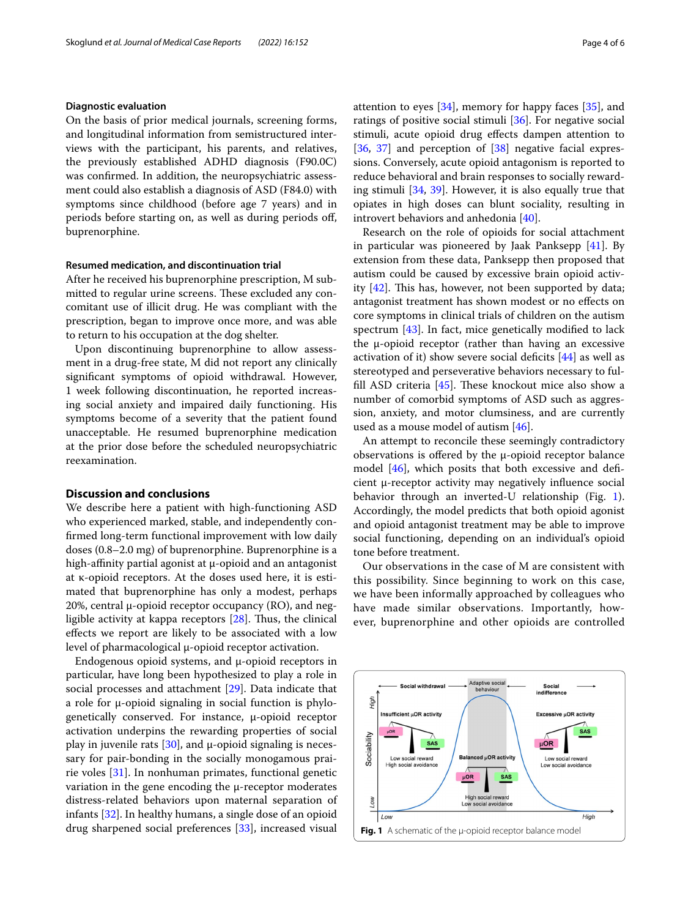### Diagnostic evaluation

On the basis of prior medical journals, screening forms, and longitudinal information from semistructured interviews with the participant, his parents, and relatives, the previously established ADHD diagnosis (F90.0C) was confirmed. In addition, the neuropsychiatric assessment could also establish a diagnosis of ASD (F84.0) with symptoms since childhood (before age 7 years) and in periods before starting on, as well as during periods off, buprenorphine.

### Resumed medication, and discontinuation trial

After he received his buprenorphine prescription, M submitted to regular urine screens. These excluded any concomitant use of illicit drug. He was compliant with the prescription, began to improve once more, and was able to return to his occupation at the dog shelter.

Upon discontinuing buprenorphine to allow assessment in a drug-free state, M did not report any clinically significant symptoms of opioid withdrawal. However, 1 week following discontinuation, he reported increasing social anxiety and impaired daily functioning. His symptoms become of a severity that the patient found unacceptable. He resumed buprenorphine medication at the prior dose before the scheduled neuropsychiatric reexamination.

## Discussion and conclusions

We describe here a patient with high-functioning ASD who experienced marked, stable, and independently confirmed long-term functional improvement with low daily doses (0.8–2.0 mg) of buprenorphine. Buprenorphine is a high-affinity partial agonist at μ-opioid and an antagonist at κ-opioid receptors. At the doses used here, it is estimated that buprenorphine has only a modest, perhaps 20%, central μ-opioid receptor occupancy (RO), and negligible activity at kappa receptors [28]. Thus, the clinical effects we report are likely to be associated with a low level of pharmacological μ-opioid receptor activation.

Endogenous opioid systems, and μ-opioid receptors in particular, have long been hypothesized to play a role in social processes and attachment [29]. Data indicate that a role for μ-opioid signaling in social function is phylogenetically conserved. For instance, μ-opioid receptor activation underpins the rewarding properties of social play in juvenile rats [30], and μ-opioid signaling is necessary for pair-bonding in the socially monogamous prairie voles [31]. In nonhuman primates, functional genetic variation in the gene encoding the μ-receptor moderates distress-related behaviors upon maternal separation of infants [32]. In healthy humans, a single dose of an opioid drug sharpened social preferences [33], increased visual attention to eyes [34], memory for happy faces [35], and ratings of positive social stimuli [36]. For negative social stimuli, acute opioid drug effects dampen attention to [36, 37] and perception of [38] negative facial expressions. Conversely, acute opioid antagonism is reported to reduce behavioral and brain responses to socially rewarding stimuli [34, 39]. However, it is also equally true that opiates in high doses can blunt sociality, resulting in introvert behaviors and anhedonia [40].

Research on the role of opioids for social attachment in particular was pioneered by Jaak Panksepp [41]. By extension from these data, Panksepp then proposed that autism could be caused by excessive brain opioid activity [42]. This has, however, not been supported by data; antagonist treatment has shown modest or no effects on core symptoms in clinical trials of children on the autism spectrum [43]. In fact, mice genetically modified to lack the μ-opioid receptor (rather than having an excessive activation of it) show severe social deficits [44] as well as stereotyped and perseverative behaviors necessary to fulfill ASD criteria [45]. These knockout mice also show a number of comorbid symptoms of ASD such as aggression, anxiety, and motor clumsiness, and are currently used as a mouse model of autism [46].

An attempt to reconcile these seemingly contradictory observations is offered by the μ-opioid receptor balance model [46], which posits that both excessive and deficient μ-receptor activity may negatively influence social behavior through an inverted-U relationship (Fig. 1). Accordingly, the model predicts that both opioid agonist and opioid antagonist treatment may be able to improve social functioning, depending on an individual's opioid tone before treatment.

Our observations in the case of M are consistent with this possibility. Since beginning to work on this case, we have been informally approached by colleagues who have made similar observations. Importantly, however, buprenorphine and other opioids are controlled

**Fig. 1** A schematic of the μ-opioid receptor balance model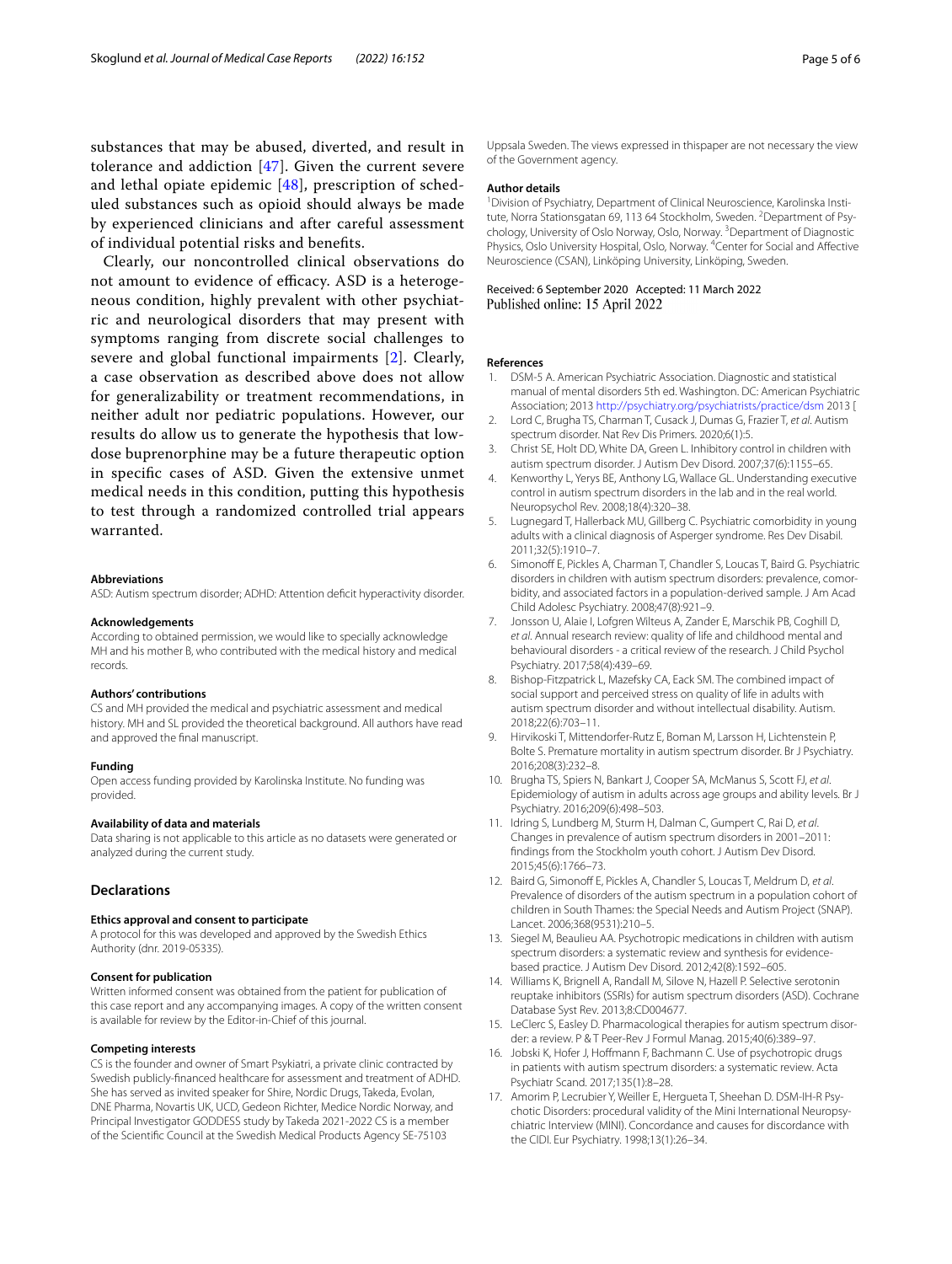substances that may be abused, diverted, and result in tolerance and addiction [47]. Given the current severe and lethal opiate epidemic [48], prescription of scheduled substances such as opioid should always be made by experienced clinicians and after careful assessment of individual potential risks and benefits.

Clearly, our noncontrolled clinical observations do not amount to evidence of efficacy. ASD is a heterogeneous condition, highly prevalent with other psychiatric and neurological disorders that may present with symptoms ranging from discrete social challenges to severe and global functional impairments [2]. Clearly, a case observation as described above does not allow for generalizability or treatment recommendations, in neither adult nor pediatric populations. However, our results do allow us to generate the hypothesis that low-dose buprenorphine may be a future therapeutic option in specific cases of ASD. Given the extensive unmet medical needs in this condition, putting this hypothesis to test through a randomized controlled trial appears warranted.

#### Abbreviations

ASD: Autism spectrum disorder; ADHD: Attention deficit hyperactivity disorder.

#### Acknowledgements

According to obtained permission, we would like to specially acknowledge MH and his mother B, who contributed with the medical history and medical records.

#### Authors' contributions

CS and MH provided the medical and psychiatric assessment and medical history. MH and SL provided the theoretical background. All authors have read and approved the final manuscript.

#### Funding

Open access funding provided by Karolinska Institute. No funding was provided.

#### Availability of data and materials

Data sharing is not applicable to this article as no datasets were generated or analyzed during the current study.

## Declarations

#### Ethics approval and consent to participate

A protocol for this was developed and approved by the Swedish Ethics Authority (dnr. 2019-05335).

#### Consent for publication

Written informed consent was obtained from the patient for publication of this case report and any accompanying images. A copy of the written consent is available for review by the Editor-in-Chief of this journal.

#### Competing interests

CS is the founder and owner of Smart Psykiatri, a private clinic contracted by Swedish publicly-financed healthcare for assessment and treatment of ADHD. She has served as invited speaker for Shire, Nordic Drugs, Takeda, Evolan, DNE Pharma, Novartis UK, UCD, Gedeon Richter, Medice Nordic Norway, and Principal Investigator GODDESS study by Takeda 2021-2022 CS is a member of the Scientific Council at the Swedish Medical Products Agency SE-75103 Uppsala Sweden. The views expressed in thispaper are not necessary the view of the Government agency.

#### Author details

[1] Division of Psychiatry, Department of Clinical Neuroscience, Karolinska Institute, Norra Stationsgatan 69, 113 64 Stockholm, Sweden. [2] Department of Psychology, University of Oslo Norway, Oslo, Norway. [3] Department of Diagnostic Physics, Oslo University Hospital, Oslo, Norway. [4] Center for Social and Affective Neuroscience (CSAN), Linköping University, Linköping, Sweden.

Received: 6 September 2020 Accepted: 11 March 2022
Published online: 15 April 2022

#### References

1. DSM-5 A. American Psychiatric Association. Diagnostic and statistical manual of mental disorders 5th ed. Washington. DC: American Psychiatric Association; 2013 http://psychiatry.org/psychiatrists/practice/dsm 2013 [
2. Lord C, Brugha TS, Charman T, Cusack J, Dumas G, Frazier T, *et al*. Autism spectrum disorder. Nat Rev Dis Primers. 2020;6(1):5.
3. Christ SE, Holt DD, White DA, Green L. Inhibitory control in children with autism spectrum disorder. J Autism Dev Disord. 2007;37(6):1155–65.
4. Kenworthy L, Yerys BE, Anthony LG, Wallace GL. Understanding executive control in autism spectrum disorders in the lab and in the real world. Neuropsychol Rev. 2008;18(4):320–38.
5. Lugnegard T, Hallerback MU, Gillberg C. Psychiatric comorbidity in young adults with a clinical diagnosis of Asperger syndrome. Res Dev Disabil. 2011;32(5):1910–7.
6. Simonoff E, Pickles A, Charman T, Chandler S, Loucas T, Baird G. Psychiatric disorders in children with autism spectrum disorders: prevalence, comorbidity, and associated factors in a population-derived sample. J Am Acad Child Adolesc Psychiatry. 2008;47(8):921–9.
7. Jonsson U, Alaie I, Lofgren Wilteus A, Zander E, Marschik PB, Coghill D, *et al*. Annual research review: quality of life and childhood mental and behavioural disorders - a critical review of the research. J Child Psychol Psychiatry. 2017;58(4):439–69.
8. Bishop-Fitzpatrick L, Mazefsky CA, Eack SM. The combined impact of social support and perceived stress on quality of life in adults with autism spectrum disorder and without intellectual disability. Autism. 2018;22(6):703–11.
9. Hirvikoski T, Mittendorfer-Rutz E, Boman M, Larsson H, Lichtenstein P, Bolte S. Premature mortality in autism spectrum disorder. Br J Psychiatry. 2016;208(3):232–8.
10. Brugha TS, Spiers N, Bankart J, Cooper SA, McManus S, Scott FJ, *et al*. Epidemiology of autism in adults across age groups and ability levels. Br J Psychiatry. 2016;209(6):498–503.
11. Idring S, Lundberg M, Sturm H, Dalman C, Gumpert C, Rai D, *et al*. Changes in prevalence of autism spectrum disorders in 2001–2011: findings from the Stockholm youth cohort. J Autism Dev Disord. 2015;45(6):1766–73.
12. Baird G, Simonoff E, Pickles A, Chandler S, Loucas T, Meldrum D, *et al*. Prevalence of disorders of the autism spectrum in a population cohort of children in South Thames: the Special Needs and Autism Project (SNAP). Lancet. 2006;368(9531):210–5.
13. Siegel M, Beaulieu AA. Psychotropic medications in children with autism spectrum disorders: a systematic review and synthesis for evidence-based practice. J Autism Dev Disord. 2012;42(8):1592–605.
14. Williams K, Brignell A, Randall M, Silove N, Hazell P. Selective serotonin reuptake inhibitors (SSRIs) for autism spectrum disorders (ASD). Cochrane Database Syst Rev. 2013;8:CD004677.
15. LeClerc S, Easley D. Pharmacological therapies for autism spectrum disorder: a review. P & T Peer-Rev J Formul Manag. 2015;40(6):389–97.
16. Jobski K, Hofer J, Hoffmann F, Bachmann C. Use of psychotropic drugs in patients with autism spectrum disorders: a systematic review. Acta Psychiatr Scand. 2017;135(1):8–28.
17. Amorim P, Lecrubier Y, Weiller E, Hergueta T, Sheehan D. DSM-IH-R Psychotic Disorders: procedural validity of the Mini International Neuropsychiatric Interview (MINI). Concordance and causes for discordance with the CIDI. Eur Psychiatry. 1998;13(1):26–34.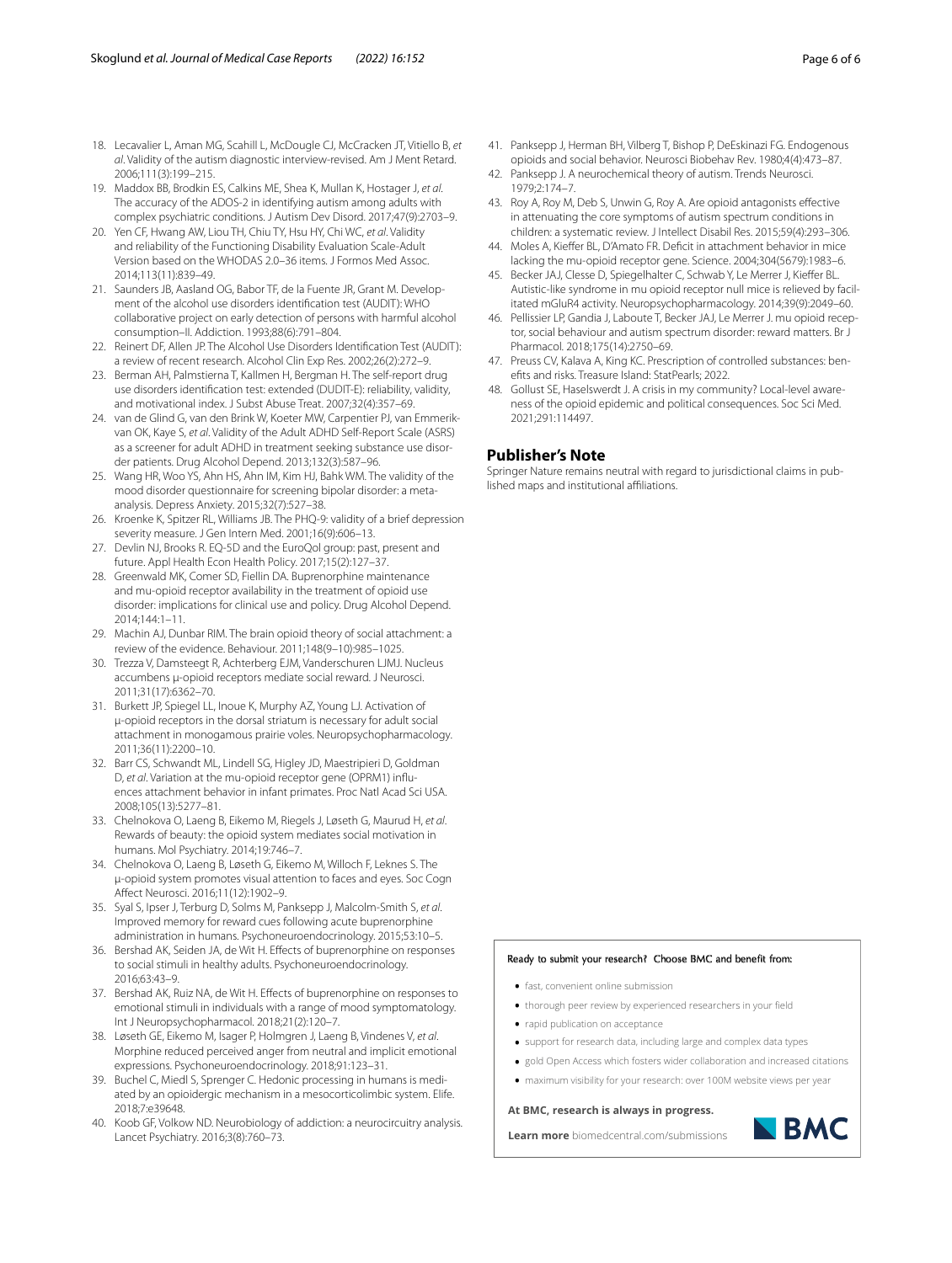18. Lecavalier L, Aman MG, Scahill L, McDougle CJ, McCracken JT, Vitiello B, *et al*. Validity of the autism diagnostic interview-revised. Am J Ment Retard. 2006;111(3):199–215.
19. Maddox BB, Brodkin ES, Calkins ME, Shea K, Mullan K, Hostager J, *et al*. The accuracy of the ADOS-2 in identifying autism among adults with complex psychiatric conditions. J Autism Dev Disord. 2017;47(9):2703–9.
20. Yen CF, Hwang AW, Liou TH, Chiu TY, Hsu HY, Chi WC, *et al*. Validity and reliability of the Functioning Disability Evaluation Scale-Adult Version based on the WHODAS 2.0–36 items. J Formos Med Assoc. 2014;113(11):839–49.
21. Saunders JB, Aasland OG, Babor TF, de la Fuente JR, Grant M. Development of the alcohol use disorders identification test (AUDIT): WHO collaborative project on early detection of persons with harmful alcohol consumption–II. Addiction. 1993;88(6):791–804.
22. Reinert DF, Allen JP. The Alcohol Use Disorders Identification Test (AUDIT): a review of recent research. Alcohol Clin Exp Res. 2002;26(2):272–9.
23. Berman AH, Palmstierna T, Kallmen H, Bergman H. The self-report drug use disorders identification test: extended (DUDIT-E): reliability, validity, and motivational index. J Subst Abuse Treat. 2007;32(4):357–69.
24. van de Glind G, van den Brink W, Koeter MW, Carpentier PJ, van Emmerik-van OK, Kaye S, *et al*. Validity of the Adult ADHD Self-Report Scale (ASRS) as a screener for adult ADHD in treatment seeking substance use disorder patients. Drug Alcohol Depend. 2013;132(3):587–96.
25. Wang HR, Woo YS, Ahn HS, Ahn IM, Kim HJ, Bahk WM. The validity of the mood disorder questionnaire for screening bipolar disorder: a meta-analysis. Depress Anxiety. 2015;32(7):527–38.
26. Kroenke K, Spitzer RL, Williams JB. The PHQ-9: validity of a brief depression severity measure. J Gen Intern Med. 2001;16(9):606–13.
27. Devlin NJ, Brooks R. EQ-5D and the EuroQol group: past, present and future. Appl Health Econ Health Policy. 2017;15(2):127–37.
28. Greenwald MK, Comer SD, Fiellin DA. Buprenorphine maintenance and mu-opioid receptor availability in the treatment of opioid use disorder: implications for clinical use and policy. Drug Alcohol Depend. 2014;144:1–11.
29. Machin AJ, Dunbar RIM. The brain opioid theory of social attachment: a review of the evidence. Behaviour. 2011;148(9–10):985–1025.
30. Trezza V, Damsteegt R, Achterberg EJM, Vanderschuren LJMJ. Nucleus accumbens μ-opioid receptors mediate social reward. J Neurosci. 2011;31(17):6362–70.
31. Burkett JP, Spiegel LL, Inoue K, Murphy AZ, Young LJ. Activation of μ-opioid receptors in the dorsal striatum is necessary for adult social attachment in monogamous prairie voles. Neuropsychopharmacology. 2011;36(11):2200–10.
32. Barr CS, Schwandt ML, Lindell SG, Higley JD, Maestripieri D, Goldman D, *et al*. Variation at the mu-opioid receptor gene (OPRM1) influences attachment behavior in infant primates. Proc Natl Acad Sci USA. 2008;105(13):5277–81.
33. Chelnokova O, Laeng B, Eikemo M, Riegels J, Løseth G, Maurud H, *et al*. Rewards of beauty: the opioid system mediates social motivation in humans. Mol Psychiatry. 2014;19:746–7.
34. Chelnokova O, Laeng B, Løseth G, Eikemo M, Willoch F, Leknes S. The μ-opioid system promotes visual attention to faces and eyes. Soc Cogn Affect Neurosci. 2016;11(12):1902–9.
35. Syal S, Ipser J, Terburg D, Solms M, Panksepp J, Malcolm-Smith S, *et al*. Improved memory for reward cues following acute buprenorphine administration in humans. Psychoneuroendocrinology. 2015;53:10–5.
36. Bershad AK, Seiden JA, de Wit H. Effects of buprenorphine on responses to social stimuli in healthy adults. Psychoneuroendocrinology. 2016;63:43–9.
37. Bershad AK, Ruiz NA, de Wit H. Effects of buprenorphine on responses to emotional stimuli in individuals with a range of mood symptomatology. Int J Neuropsychopharmacol. 2018;21(2):120–7.
38. Løseth GE, Eikemo M, Isager P, Holmgren J, Laeng B, Vindenes V, *et al*. Morphine reduced perceived anger from neutral and implicit emotional expressions. Psychoneuroendocrinology. 2018;91:123–31.
39. Buchel C, Miedl S, Sprenger C. Hedonic processing in humans is mediated by an opioidergic mechanism in a mesocorticolimbic system. Elife. 2018;7:e39648.
40. Koob GF, Volkow ND. Neurobiology of addiction: a neurocircuitry analysis. Lancet Psychiatry. 2016;3(8):760–73.
41. Panksepp J, Herman BH, Vilberg T, Bishop P, DeEskinazi FG. Endogenous opioids and social behavior. Neurosci Biobehav Rev. 1980;4(4):473–87.
42. Panksepp J. A neurochemical theory of autism. Trends Neurosci. 1979;2:174–7.
43. Roy A, Roy M, Deb S, Unwin G, Roy A. Are opioid antagonists effective in attenuating the core symptoms of autism spectrum conditions in children: a systematic review. J Intellect Disabil Res. 2015;59(4):293–306.
44. Moles A, Kieffer BL, D'Amato FR. Deficit in attachment behavior in mice lacking the mu-opioid receptor gene. Science. 2004;304(5679):1983–6.
45. Becker JAJ, Clesse D, Spiegelhalter C, Schwab Y, Le Merrer J, Kieffer BL. Autistic-like syndrome in mu opioid receptor null mice is relieved by facilitated mGluR4 activity. Neuropsychopharmacology. 2014;39(9):2049–60.
46. Pellissier LP, Gandia J, Laboute T, Becker JAJ, Le Merrer J. mu opioid receptor, social behaviour and autism spectrum disorder: reward matters. Br J Pharmacol. 2018;175(14):2750–69.
47. Preuss CV, Kalava A, King KC. Prescription of controlled substances: benefits and risks. Treasure Island: StatPearls; 2022.
48. Gollust SE, Haselswerdt J. A crisis in my community? Local-level awareness of the opioid epidemic and political consequences. Soc Sci Med. 2021;291:114497.

## Publisher's Note

Springer Nature remains neutral with regard to jurisdictional claims in published maps and institutional affiliations.

Ready to submit your research? Choose BMC and benefit from:

- fast, convenient online submission
- thorough peer review by experienced researchers in your field
- rapid publication on acceptance
- support for research data, including large and complex data types
- gold Open Access which fosters wider collaboration and increased citations
- maximum visibility for your research: over 100M website views per year

**At BMC, research is always in progress.**

**Learn more** biomedcentral.com/submissions

BMC